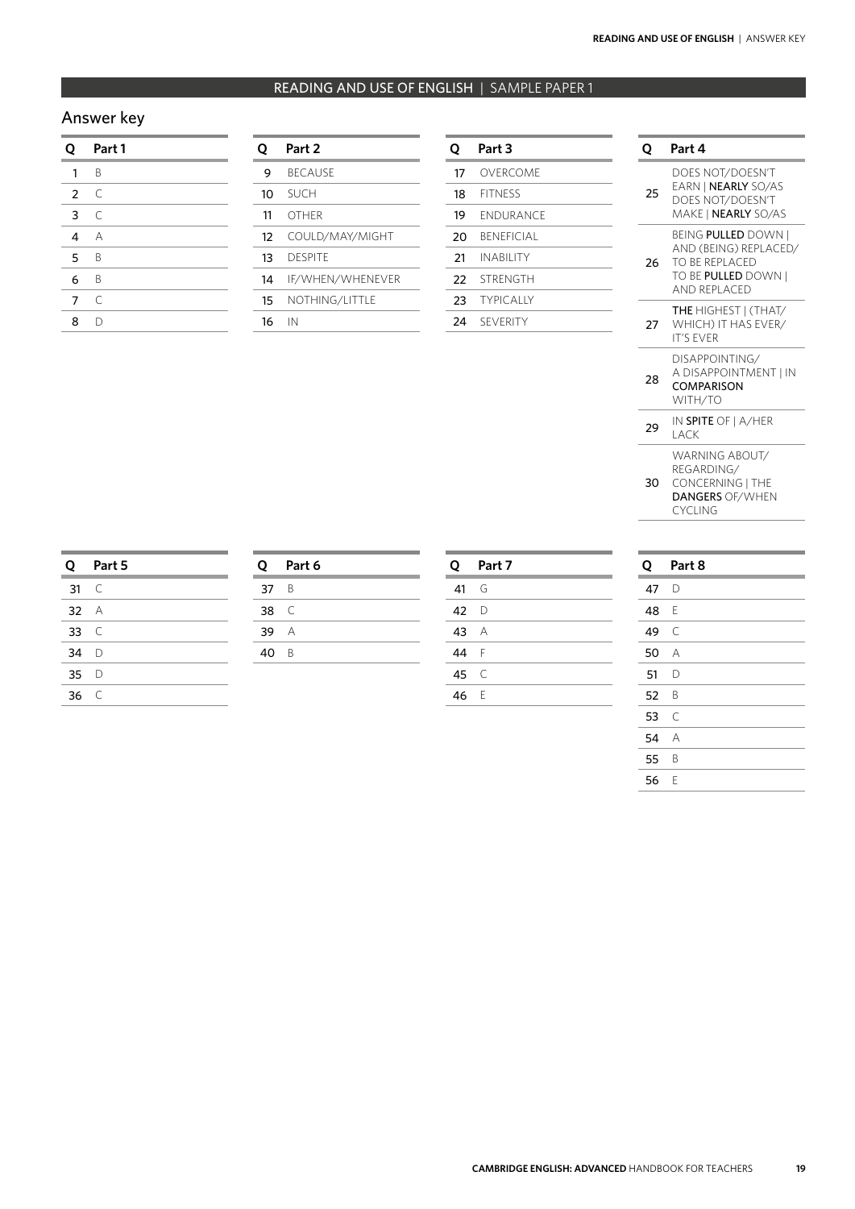## READING AND USE OF ENGLISH | SAMPLE PAPER 1

## Answer key

| Q | Part 1 |
|---|---|
| 1 | B |
| 2 | C |
| 3 | C |
| 4 | A |
| 5 | B |
| 6 | B |
| 7 | C |
| 8 | D |

| Q | Part 2 |
|---|---|
| 9 | BECAUSE |
| 10 | SUCH |
| 11 | OTHER |
| 12 | COULD/MAY/MIGHT |
| 13 | DESPITE |
| 14 | IF/WHEN/WHENEVER |
| 15 | NOTHING/LITTLE |
| 16 | IN |

| Q | Part 3 |
|---|---|
| 17 | OVERCOME |
| 18 | FITNESS |
| 19 | ENDURANCE |
| 20 | BENEFICIAL |
| 21 | INABILITY |
| 22 | STRENGTH |
| 23 | TYPICALLY |
| 24 | SEVERITY |

| Q | Part 4 |
|---|---|
| 25 | DOES NOT/DOESN'T EARN \| **NEARLY** SO/AS DOES NOT/DOESN'T MAKE \| **NEARLY** SO/AS |
| 26 | BEING **PULLED** DOWN \| AND (BEING) REPLACED/ TO BE REPLACED TO BE **PULLED** DOWN \| AND REPLACED |
| 27 | **THE** HIGHEST \| (THAT/ WHICH) IT HAS EVER/ IT'S EVER |
| 28 | DISAPPOINTING/ A DISAPPOINTMENT \| IN **COMPARISON** WITH/TO |
| 29 | IN **SPITE** OF \| A/HER LACK |
| 30 | WARNING ABOUT/ REGARDING/ CONCERNING \| THE **DANGERS** OF/WHEN CYCLING |

| Q | Part 5 |
|---|---|
| 31 | C |
| 32 | A |
| 33 | C |
| 34 | D |
| 35 | D |
| 36 | C |

| Q | Part 6 |
|---|---|
| 37 | B |
| 38 | C |
| 39 | A |
| 40 | B |

| Q | Part 7 |
|---|---|
| 41 | G |
| 42 | D |
| 43 | A |
| 44 | F |
| 45 | C |
| 46 | E |

| Q | Part 8 |
|---|---|
| 47 | D |
| 48 | E |
| 49 | C |
| 50 | A |
| 51 | D |
| 52 | B |
| 53 | C |
| 54 | A |
| 55 | B |
| 56 | E |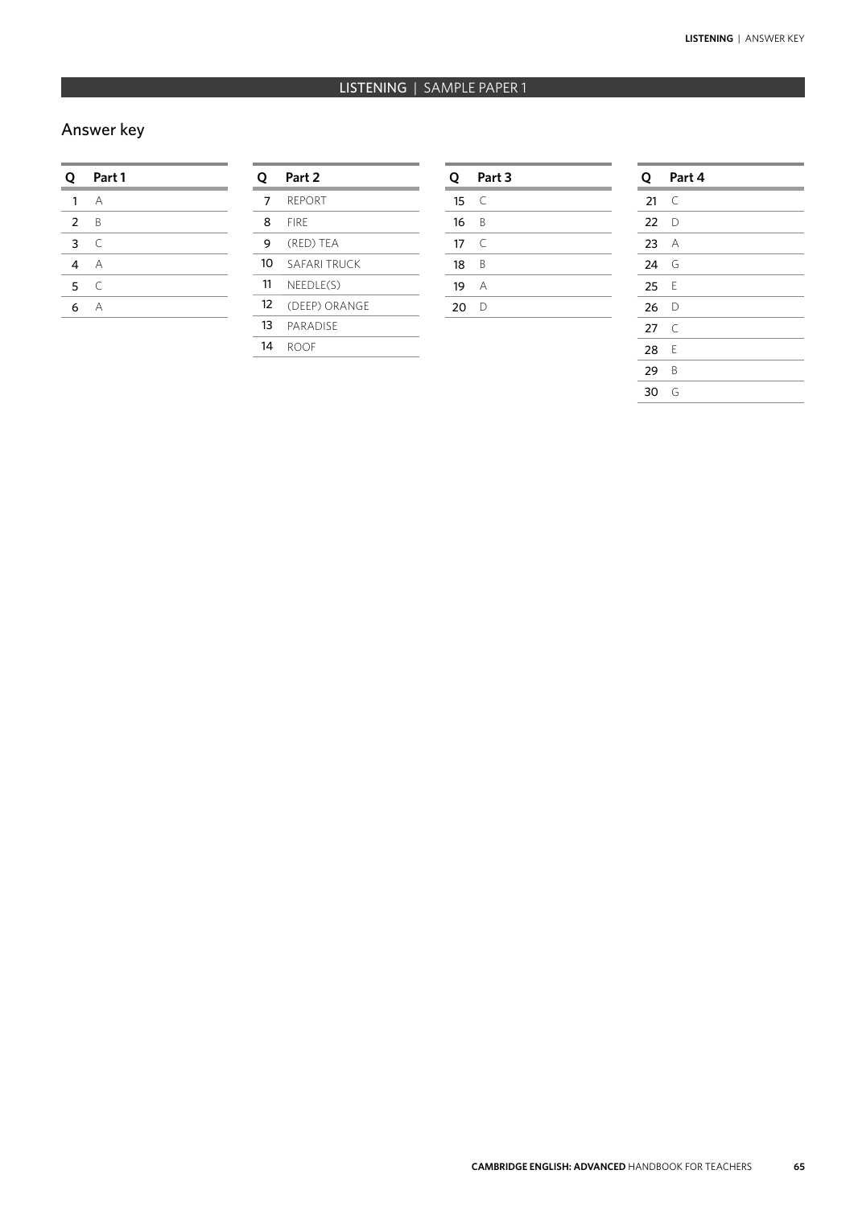## LISTENING | SAMPLE PAPER 1

### Answer key

| Q | Part 1 |
|---|---|
| 1 | A |
| 2 | B |
| 3 | C |
| 4 | A |
| 5 | C |
| 6 | A |

| Q | Part 2 |
|---|---|
| 7 | REPORT |
| 8 | FIRE |
| 9 | (RED) TEA |
| 10 | SAFARI TRUCK |
| 11 | NEEDLE(S) |
| 12 | (DEEP) ORANGE |
| 13 | PARADISE |
| 14 | ROOF |

| Q | Part 3 |
|---|---|
| 15 | C |
| 16 | B |
| 17 | C |
| 18 | B |
| 19 | A |
| 20 | D |

| Q | Part 4 |
|---|---|
| 21 | C |
| 22 | D |
| 23 | A |
| 24 | G |
| 25 | E |
| 26 | D |
| 27 | C |
| 28 | E |
| 29 | B |
| 30 | G |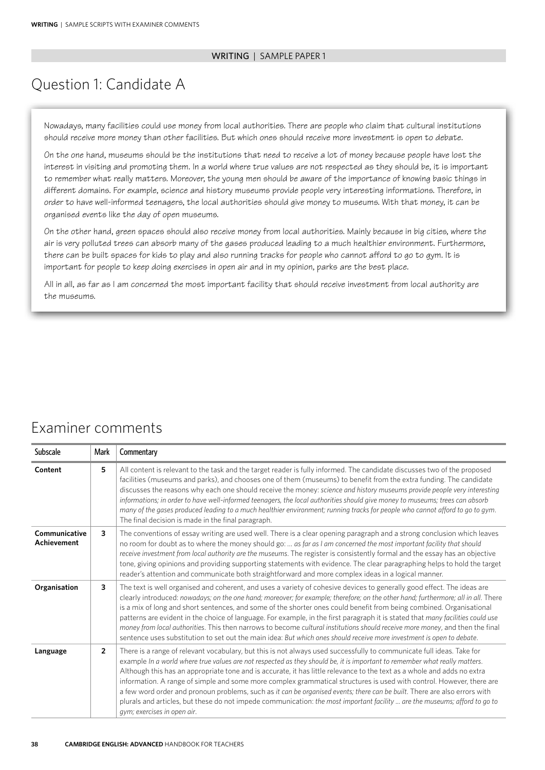## WRITING | SAMPLE PAPER 1

# Question 1: Candidate A

Nowadays, many facilities could use money from local authorities. There are people who claim that cultural institutions should receive more money than other facilities. But which ones should receive more investment is open to debate.

On the one hand, museums should be the institutions that need to receive a lot of money because people have lost the interest in visiting and promoting them. In a world where true values are not respected as they should be, it is important to remember what really matters. Moreover, the young men should be aware of the importance of knowing basic things in different domains. For example, science and history museums provide people very interesting informations. Therefore, in order to have well-informed teenagers, the local authorities should give money to museums. With that money, it can be organised events like the day of open museums.

On the other hand, green spaces should also receive money from local authorities. Mainly because in big cities, where the air is very polluted trees can absorb many of the gases produced leading to a much healthier environment. Furthermore, there can be built spaces for kids to play and also running tracks for people who cannot afford to go to gym. It is important for people to keep doing exercises in open air and in my opinion, parks are the best place.

All in all, as far as I am concerned the most important facility that should receive investment from local authority are the museums.

# Examiner comments

| Subscale | Mark | Commentary |
|---|---|---|
| **Content** | 5 | All content is relevant to the task and the target reader is fully informed. The candidate discusses two of the proposed facilities (museums and parks), and chooses one of them (museums) to benefit from the extra funding. The candidate discusses the reasons why each one should receive the money: *science and history museums provide people very interesting informations; in order to have well-informed teenagers, the local authorities should give money to museums; trees can absorb many of the gases produced leading to a much healthier environment; running tracks for people who cannot afford to go to gym*. The final decision is made in the final paragraph. |
| **Communicative Achievement** | 3 | The conventions of essay writing are used well. There is a clear opening paragraph and a strong conclusion which leaves no room for doubt as to where the money should go: *… as far as I am concerned the most important facility that should receive investment from local authority are the museums*. The register is consistently formal and the essay has an objective tone, giving opinions and providing supporting statements with evidence. The clear paragraphing helps to hold the target reader's attention and communicate both straightforward and more complex ideas in a logical manner. |
| **Organisation** | 3 | The text is well organised and coherent, and uses a variety of cohesive devices to generally good effect. The ideas are clearly introduced: *nowadays; on the one hand; moreover; for example; therefore; on the other hand; furthermore; all in all*. There is a mix of long and short sentences, and some of the shorter ones could benefit from being combined. Organisational patterns are evident in the choice of language. For example, in the first paragraph it is stated that *many facilities could use money from local authorities*. This then narrows to become *cultural institutions should receive more money*, and then the final sentence uses substitution to set out the main idea: *But which ones should receive more investment is open to debate*. |
| **Language** | 2 | There is a range of relevant vocabulary, but this is not always used successfully to communicate full ideas. Take for example *In a world where true values are not respected as they should be, it is important to remember what really matters*. Although this has an appropriate tone and is accurate, it has little relevance to the text as a whole and adds no extra information. A range of simple and some more complex grammatical structures is used with control. However, there are a few word order and pronoun problems, such as *it can be organised events; there can be built*. There are also errors with plurals and articles, but these do not impede communication: *the most important facility … are the museums; afford to go to gym; exercises in open air*. |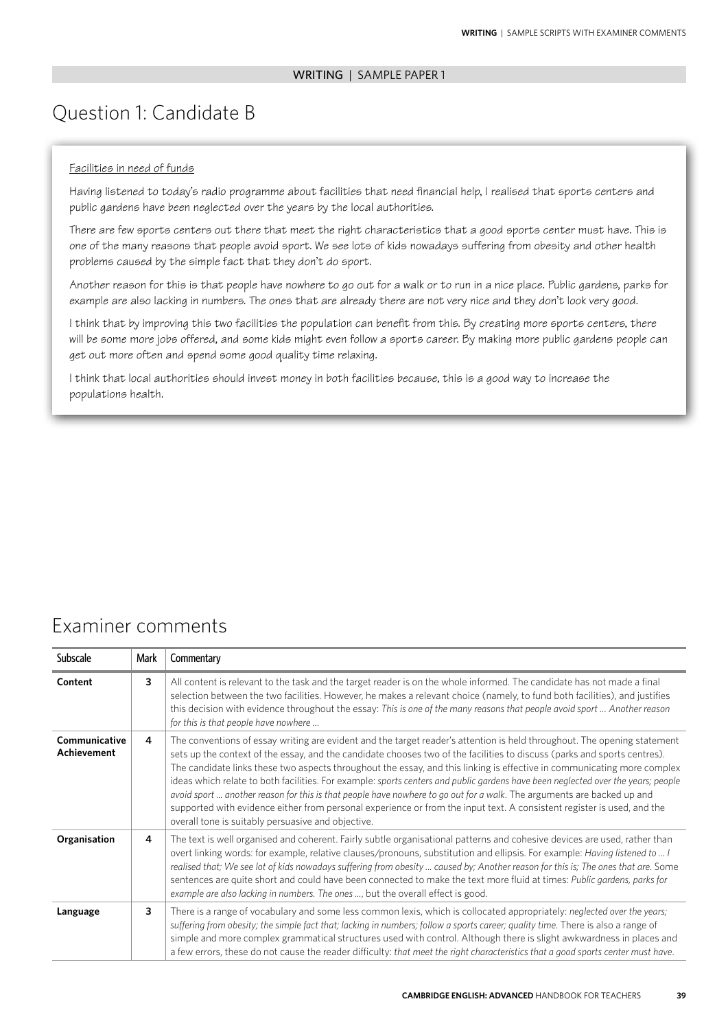WRITING | SAMPLE PAPER 1

# Question 1: Candidate B

Facilities in need of funds

Having listened to today's radio programme about facilities that need financial help, I realised that sports centers and public gardens have been neglected over the years by the local authorities.

There are few sports centers out there that meet the right characteristics that a good sports center must have. This is one of the many reasons that people avoid sport. We see lots of kids nowadays suffering from obesity and other health problems caused by the simple fact that they don't do sport.

Another reason for this is that people have nowhere to go out for a walk or to run in a nice place. Public gardens, parks for example are also lacking in numbers. The ones that are already there are not very nice and they don't look very good.

I think that by improving this two facilities the population can benefit from this. By creating more sports centers, there will be some more jobs offered, and some kids might even follow a sports career. By making more public gardens people can get out more often and spend some good quality time relaxing.

I think that local authorities should invest money in both facilities because, this is a good way to increase the populations health.

# Examiner comments

| Subscale | Mark | Commentary |
| --- | --- | --- |
| **Content** | 3 | All content is relevant to the task and the target reader is on the whole informed. The candidate has not made a final selection between the two facilities. However, he makes a relevant choice (namely, to fund both facilities), and justifies this decision with evidence throughout the essay: *This is one of the many reasons that people avoid sport … Another reason for this is that people have nowhere …* |
| **Communicative Achievement** | 4 | The conventions of essay writing are evident and the target reader's attention is held throughout. The opening statement sets up the context of the essay, and the candidate chooses two of the facilities to discuss (parks and sports centres). The candidate links these two aspects throughout the essay, and this linking is effective in communicating more complex ideas which relate to both facilities. For example: *sports centers and public gardens have been neglected over the years; people avoid sport … another reason for this is that people have nowhere to go out for a walk*. The arguments are backed up and supported with evidence either from personal experience or from the input text. A consistent register is used, and the overall tone is suitably persuasive and objective. |
| **Organisation** | 4 | The text is well organised and coherent. Fairly subtle organisational patterns and cohesive devices are used, rather than overt linking words: for example, relative clauses/pronouns, substitution and ellipsis. For example: *Having listened to … I realised that; We see lot of kids nowadays suffering from obesity … caused by; Another reason for this is; The ones that are*. Some sentences are quite short and could have been connected to make the text more fluid at times: *Public gardens, parks for example are also lacking in numbers. The ones …*, but the overall effect is good. |
| **Language** | 3 | There is a range of vocabulary and some less common lexis, which is collocated appropriately: *neglected over the years; suffering from obesity; the simple fact that; lacking in numbers; follow a sports career; quality time*. There is also a range of simple and more complex grammatical structures used with control. Although there is slight awkwardness in places and a few errors, these do not cause the reader difficulty: *that meet the right characteristics that a good sports center must have*. |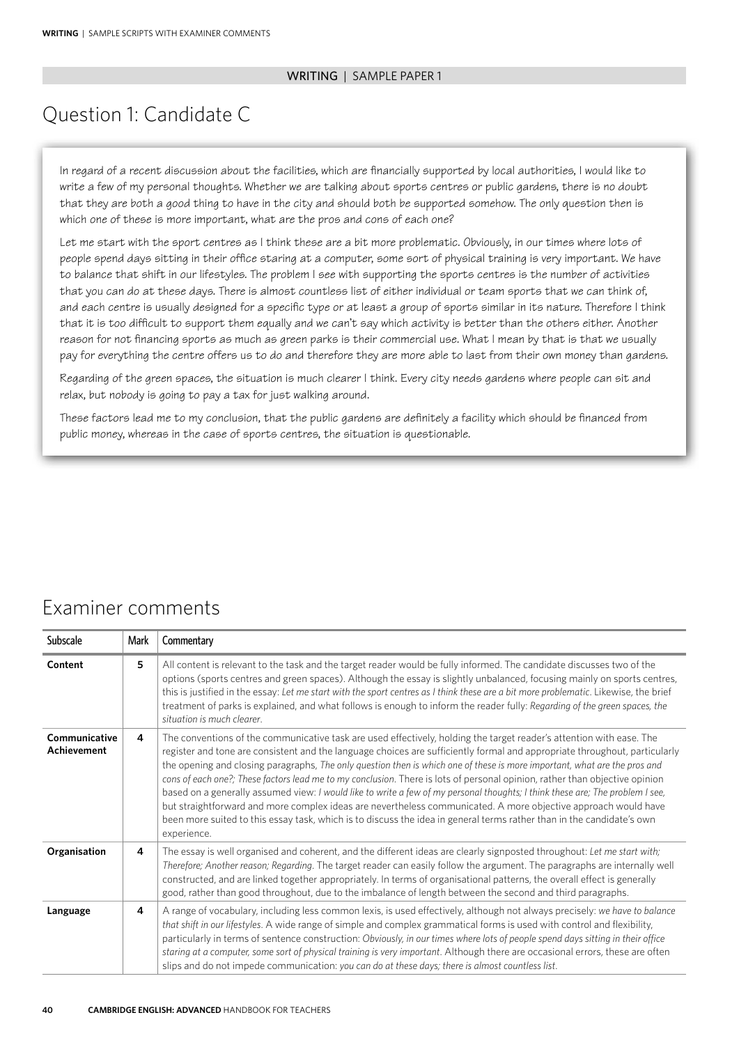WRITING | SAMPLE PAPER 1

# Question 1: Candidate C

In regard of a recent discussion about the facilities, which are financially supported by local authorities, I would like to write a few of my personal thoughts. Whether we are talking about sports centres or public gardens, there is no doubt that they are both a good thing to have in the city and should both be supported somehow. The only question then is which one of these is more important, what are the pros and cons of each one?

Let me start with the sport centres as I think these are a bit more problematic. Obviously, in our times where lots of people spend days sitting in their office staring at a computer, some sort of physical training is very important. We have to balance that shift in our lifestyles. The problem I see with supporting the sports centres is the number of activities that you can do at these days. There is almost countless list of either individual or team sports that we can think of, and each centre is usually designed for a specific type or at least a group of sports similar in its nature. Therefore I think that it is too difficult to support them equally and we can't say which activity is better than the others either. Another reason for not financing sports as much as green parks is their commercial use. What I mean by that is that we usually pay for everything the centre offers us to do and therefore they are more able to last from their own money than gardens.

Regarding of the green spaces, the situation is much clearer I think. Every city needs gardens where people can sit and relax, but nobody is going to pay a tax for just walking around.

These factors lead me to my conclusion, that the public gardens are definitely a facility which should be financed from public money, whereas in the case of sports centres, the situation is questionable.

# Examiner comments

| Subscale | Mark | Commentary |
|---|---|---|
| **Content** | **5** | All content is relevant to the task and the target reader would be fully informed. The candidate discusses two of the options (sports centres and green spaces). Although the essay is slightly unbalanced, focusing mainly on sports centres, this is justified in the essay: *Let me start with the sport centres as I think these are a bit more problematic*. Likewise, the brief treatment of parks is explained, and what follows is enough to inform the reader fully: *Regarding of the green spaces, the situation is much clearer*. |
| **Communicative Achievement** | **4** | The conventions of the communicative task are used effectively, holding the target reader's attention with ease. The register and tone are consistent and the language choices are sufficiently formal and appropriate throughout, particularly the opening and closing paragraphs, *The only question then is which one of these is more important, what are the pros and cons of each one?; These factors lead me to my conclusion*. There is lots of personal opinion, rather than objective opinion based on a generally assumed view: *I would like to write a few of my personal thoughts; I think these are; The problem I see,* but straightforward and more complex ideas are nevertheless communicated. A more objective approach would have been more suited to this essay task, which is to discuss the idea in general terms rather than in the candidate's own experience. |
| **Organisation** | **4** | The essay is well organised and coherent, and the different ideas are clearly signposted throughout: *Let me start with; Therefore; Another reason; Regarding*. The target reader can easily follow the argument. The paragraphs are internally well constructed, and are linked together appropriately. In terms of organisational patterns, the overall effect is generally good, rather than good throughout, due to the imbalance of length between the second and third paragraphs. |
| **Language** | **4** | A range of vocabulary, including less common lexis, is used effectively, although not always precisely: *we have to balance that shift in our lifestyles*. A wide range of simple and complex grammatical forms is used with control and flexibility, particularly in terms of sentence construction: *Obviously, in our times where lots of people spend days sitting in their office staring at a computer, some sort of physical training is very important*. Although there are occasional errors, these are often slips and do not impede communication: *you can do at these days; there is almost countless list*. |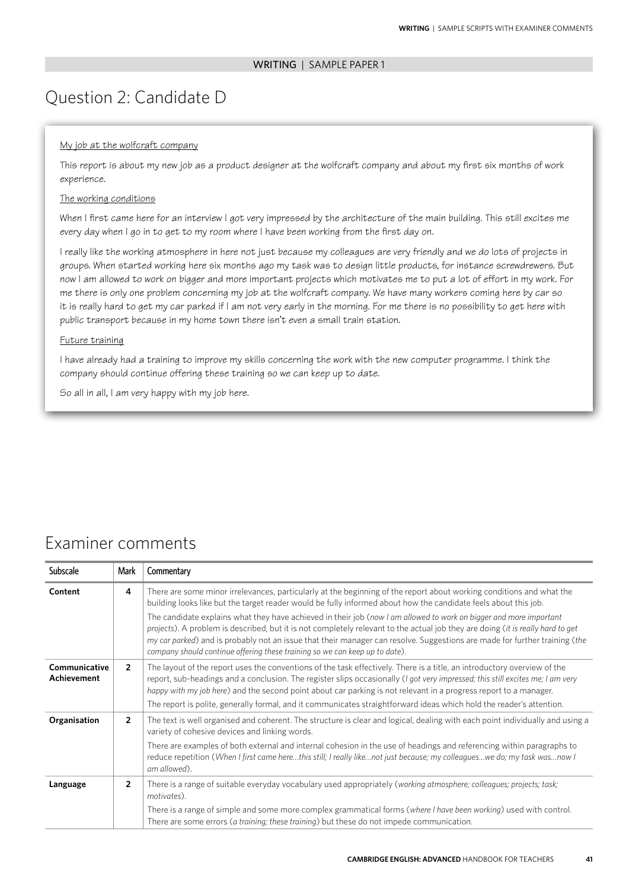WRITING | SAMPLE PAPER 1

# Question 2: Candidate D

<u>My job at the wolfcraft company</u>

This report is about my new job as a product designer at the wolfcraft company and about my first six months of work experience.

<u>The working conditions</u>

When I first came here for an interview I got very impressed by the architecture of the main building. This still excites me every day when I go in to get to my room where I have been working from the first day on.

I really like the working atmosphere in here not just because my colleagues are very friendly and we do lots of projects in groups. When started working here six months ago my task was to design little products, for instance screwdrewers. But now I am allowed to work on bigger and more important projects which motivates me to put a lot of effort in my work. For me there is only one problem concerning my job at the wolfcraft company. We have many workers coming here by car so it is really hard to get my car parked if I am not very early in the morning. For me there is no possibility to get here with public transport because in my home town there isn't even a small train station.

<u>Future training</u>

I have already had a training to improve my skills concerning the work with the new computer programme. I think the company should continue offering these training so we can keep up to date.

So all in all, I am very happy with my job here.

## Examiner comments

| Subscale | Mark | Commentary |
|---|---|---|
| **Content** | 4 | There are some minor irrelevances, particularly at the beginning of the report about working conditions and what the building looks like but the target reader would be fully informed about how the candidate feels about this job.<br><br>The candidate explains what they have achieved in their job (*now I am allowed to work on bigger and more important projects*). A problem is described, but it is not completely relevant to the actual job they are doing (*it is really hard to get my car parked*) and is probably not an issue that their manager can resolve. Suggestions are made for further training (*the company should continue offering these training so we can keep up to date*). |
| **Communicative Achievement** | 2 | The layout of the report uses the conventions of the task effectively. There is a title, an introductory overview of the report, sub-headings and a conclusion. The register slips occasionally (*I got very impressed; this still excites me; I am very happy with my job here*) and the second point about car parking is not relevant in a progress report to a manager.<br><br>The report is polite, generally formal, and it communicates straightforward ideas which hold the reader's attention. |
| **Organisation** | 2 | The text is well organised and coherent. The structure is clear and logical, dealing with each point individually and using a variety of cohesive devices and linking words.<br><br>There are examples of both external and internal cohesion in the use of headings and referencing within paragraphs to reduce repetition (*When I first came here…this still; I really like…not just because; my colleagues…we do; my task was…now I am allowed*). |
| **Language** | 2 | There is a range of suitable everyday vocabulary used appropriately (*working atmosphere; colleagues; projects; task; motivates*).<br><br>There is a range of simple and some more complex grammatical forms (*where I have been working*) used with control. There are some errors (*a training; these training*) but these do not impede communication. |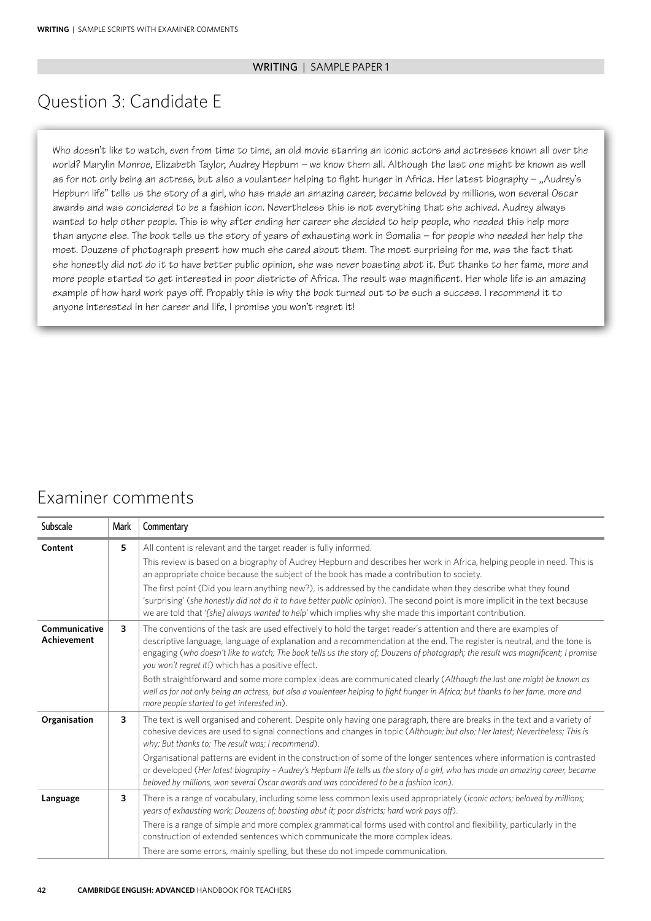WRITING | SAMPLE PAPER 1

# Question 3: Candidate E

Who doesn't like to watch, even from time to time, an old movie starring an iconic actors and actresses known all over the world? Marylin Monroe, Elizabeth Taylor, Audrey Hepburn – we know them all. Although the last one might be known as well as for not only being an actress, but also a voulanteer helping to fight hunger in Africa. Her latest biography – „Audrey's Hepburn life" tells us the story of a girl, who has made an amazing career, became beloved by millions, won several Oscar awards and was concidered to be a fashion icon. Nevertheless this is not everything that she achived. Audrey always wanted to help other people. This is why after ending her career she decided to help people, who needed this help more than anyone else. The book tells us the story of years of exhausting work in Somalia – for people who needed her help the most. Douzens of photograph present how much she cared about them. The most surprising for me, was the fact that she honestly did not do it to have better public opinion, she was never boasting abot it. But thanks to her fame, more and more people started to get interested in poor districts of Africa. The result was magnificent. Her whole life is an amazing example of how hard work pays off. Propably this is why the book turned out to be such a success. I recommend it to anyone interested in her career and life, I promise you won't regret it!

## Examiner comments

| Subscale | Mark | Commentary |
|---|---|---|
| **Content** | **5** | All content is relevant and the target reader is fully informed.<br>This review is based on a biography of Audrey Hepburn and describes her work in Africa, helping people in need. This is an appropriate choice because the subject of the book has made a contribution to society.<br>The first point (Did you learn anything new?), is addressed by the candidate when they describe what they found 'surprising' (*she honestly did not do it to have better public opinion*). The second point is more implicit in the text because we are told that '*[she] always wanted to help*' which implies why she made this important contribution. |
| **Communicative Achievement** | **3** | The conventions of the task are used effectively to hold the target reader's attention and there are examples of descriptive language, language of explanation and a recommendation at the end. The register is neutral, and the tone is engaging (*who doesn't like to watch; The book tells us the story of; Douzens of photograph; the result was magnificent; I promise you won't regret it!*) which has a positive effect.<br>Both straightforward and some more complex ideas are communicated clearly (*Although the last one might be known as well as for not only being an actress, but also a voulenteer helping to fight hunger in Africa; but thanks to her fame, more and more people started to get interested in*). |
| **Organisation** | **3** | The text is well organised and coherent. Despite only having one paragraph, there are breaks in the text and a variety of cohesive devices are used to signal connections and changes in topic (*Although; but also; Her latest; Nevertheless; This is why; But thanks to; The result was; I recommend*).<br>Organisational patterns are evident in the construction of some of the longer sentences where information is contrasted or developed (*Her latest biography – Audrey's Hepburn life tells us the story of a girl, who has made an amazing career, became beloved by millions, won several Oscar awards and was concidered to be a fashion icon*). |
| **Language** | **3** | There is a range of vocabulary, including some less common lexis used appropriately (*iconic actors; beloved by millions; years of exhausting work; Douzens of; boasting abut it; poor districts; hard work pays off*).<br>There is a range of simple and more complex grammatical forms used with control and flexibility, particularly in the construction of extended sentences which communicate the more complex ideas.<br>There are some errors, mainly spelling, but these do not impede communication. |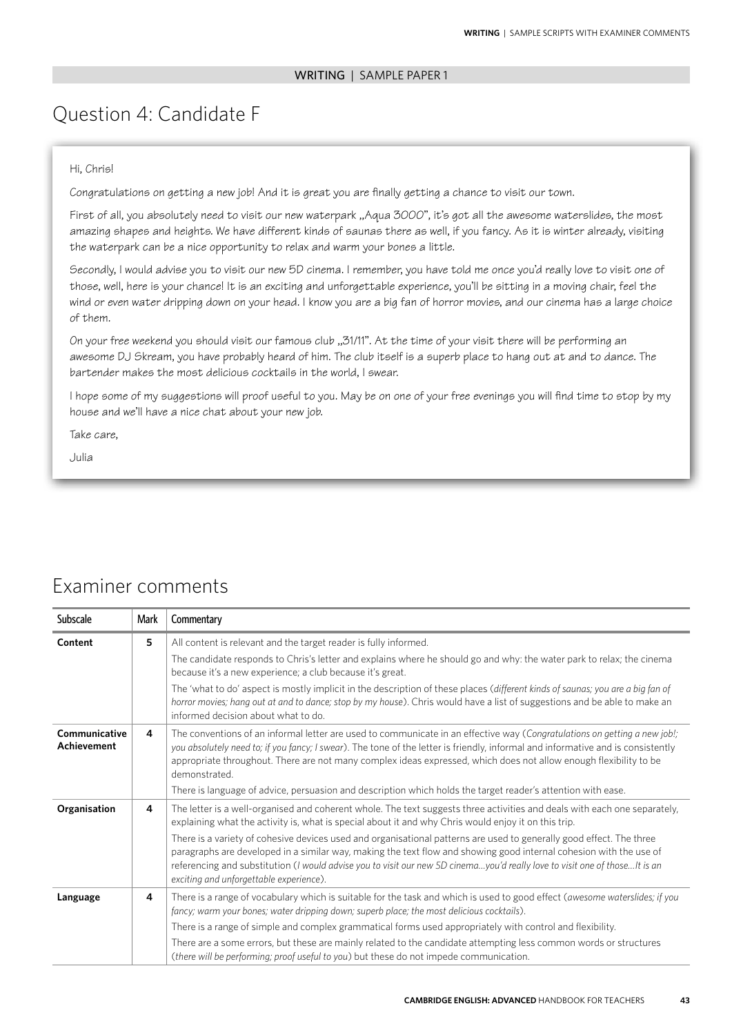WRITING | SAMPLE PAPER 1

# Question 4: Candidate F

Hi, Chris!

Congratulations on getting a new job! And it is great you are finally getting a chance to visit our town.

First of all, you absolutely need to visit our new waterpark „Aqua 3000", it's got all the awesome waterslides, the most amazing shapes and heights. We have different kinds of saunas there as well, if you fancy. As it is winter already, visiting the waterpark can be a nice opportunity to relax and warm your bones a little.

Secondly, I would advise you to visit our new 5D cinema. I remember, you have told me once you'd really love to visit one of those, well, here is your chance! It is an exciting and unforgettable experience, you'll be sitting in a moving chair, feel the wind or even water dripping down on your head. I know you are a big fan of horror movies, and our cinema has a large choice of them.

On your free weekend you should visit our famous club „31/11". At the time of your visit there will be performing an awesome DJ Skream, you have probably heard of him. The club itself is a superb place to hang out at and to dance. The bartender makes the most delicious cocktails in the world, I swear.

I hope some of my suggestions will proof useful to you. May be on one of your free evenings you will find time to stop by my house and we'll have a nice chat about your new job.

Take care,

Julia

## Examiner comments

| Subscale | Mark | Commentary |
|---|---|---|
| **Content** | 5 | All content is relevant and the target reader is fully informed.<br>The candidate responds to Chris's letter and explains where he should go and why: the water park to relax; the cinema because it's a new experience; a club because it's great.<br>The 'what to do' aspect is mostly implicit in the description of these places (*different kinds of saunas; you are a big fan of horror movies; hang out at and to dance; stop by my house*). Chris would have a list of suggestions and be able to make an informed decision about what to do. |
| **Communicative Achievement** | 4 | The conventions of an informal letter are used to communicate in an effective way (*Congratulations on getting a new job!; you absolutely need to; if you fancy; I swear*). The tone of the letter is friendly, informal and informative and is consistently appropriate throughout. There are not many complex ideas expressed, which does not allow enough flexibility to be demonstrated.<br>There is language of advice, persuasion and description which holds the target reader's attention with ease. |
| **Organisation** | 4 | The letter is a well-organised and coherent whole. The text suggests three activities and deals with each one separately, explaining what the activity is, what is special about it and why Chris would enjoy it on this trip.<br>There is a variety of cohesive devices used and organisational patterns are used to generally good effect. The three paragraphs are developed in a similar way, making the text flow and showing good internal cohesion with the use of referencing and substitution (*I would advise you to visit our new 5D cinema…you'd really love to visit one of those…It is an exciting and unforgettable experience*). |
| **Language** | 4 | There is a range of vocabulary which is suitable for the task and which is used to good effect (*awesome waterslides; if you fancy; warm your bones; water dripping down; superb place; the most delicious cocktails*).<br>There is a range of simple and complex grammatical forms used appropriately with control and flexibility.<br>There are a some errors, but these are mainly related to the candidate attempting less common words or structures (*there will be performing; proof useful to you*) but these do not impede communication. |